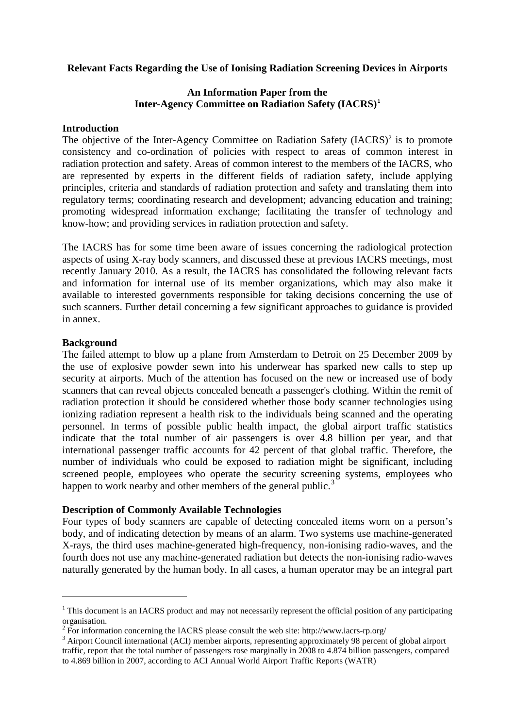**Relevant Facts Regarding the Use of Ionising Radiation Screening Devices in Airports**

**An Information Paper from the Inter-Agency Committee on Radiation Safety (IACRS)[1]**

## Introduction

The objective of the Inter-Agency Committee on Radiation Safety (IACRS)[2] is to promote consistency and co-ordination of policies with respect to areas of common interest in radiation protection and safety. Areas of common interest to the members of the IACRS, who are represented by experts in the different fields of radiation safety, include applying principles, criteria and standards of radiation protection and safety and translating them into regulatory terms; coordinating research and development; advancing education and training; promoting widespread information exchange; facilitating the transfer of technology and know-how; and providing services in radiation protection and safety.

The IACRS has for some time been aware of issues concerning the radiological protection aspects of using X-ray body scanners, and discussed these at previous IACRS meetings, most recently January 2010. As a result, the IACRS has consolidated the following relevant facts and information for internal use of its member organizations, which may also make it available to interested governments responsible for taking decisions concerning the use of such scanners. Further detail concerning a few significant approaches to guidance is provided in annex.

## Background

The failed attempt to blow up a plane from Amsterdam to Detroit on 25 December 2009 by the use of explosive powder sewn into his underwear has sparked new calls to step up security at airports. Much of the attention has focused on the new or increased use of body scanners that can reveal objects concealed beneath a passenger's clothing. Within the remit of radiation protection it should be considered whether those body scanner technologies using ionizing radiation represent a health risk to the individuals being scanned and the operating personnel. In terms of possible public health impact, the global airport traffic statistics indicate that the total number of air passengers is over 4.8 billion per year, and that international passenger traffic accounts for 42 percent of that global traffic. Therefore, the number of individuals who could be exposed to radiation might be significant, including screened people, employees who operate the security screening systems, employees who happen to work nearby and other members of the general public.[3]

## Description of Commonly Available Technologies

Four types of body scanners are capable of detecting concealed items worn on a person's body, and of indicating detection by means of an alarm. Two systems use machine-generated X-rays, the third uses machine-generated high-frequency, non-ionising radio-waves, and the fourth does not use any machine-generated radiation but detects the non-ionising radio-waves naturally generated by the human body. In all cases, a human operator may be an integral part

---

[1] This document is an IACRS product and may not necessarily represent the official position of any participating organisation.

[2] For information concerning the IACRS please consult the web site: http://www.iacrs-rp.org/

[3] Airport Council international (ACI) member airports, representing approximately 98 percent of global airport traffic, report that the total number of passengers rose marginally in 2008 to 4.874 billion passengers, compared to 4.869 billion in 2007, according to ACI Annual World Airport Traffic Reports (WATR)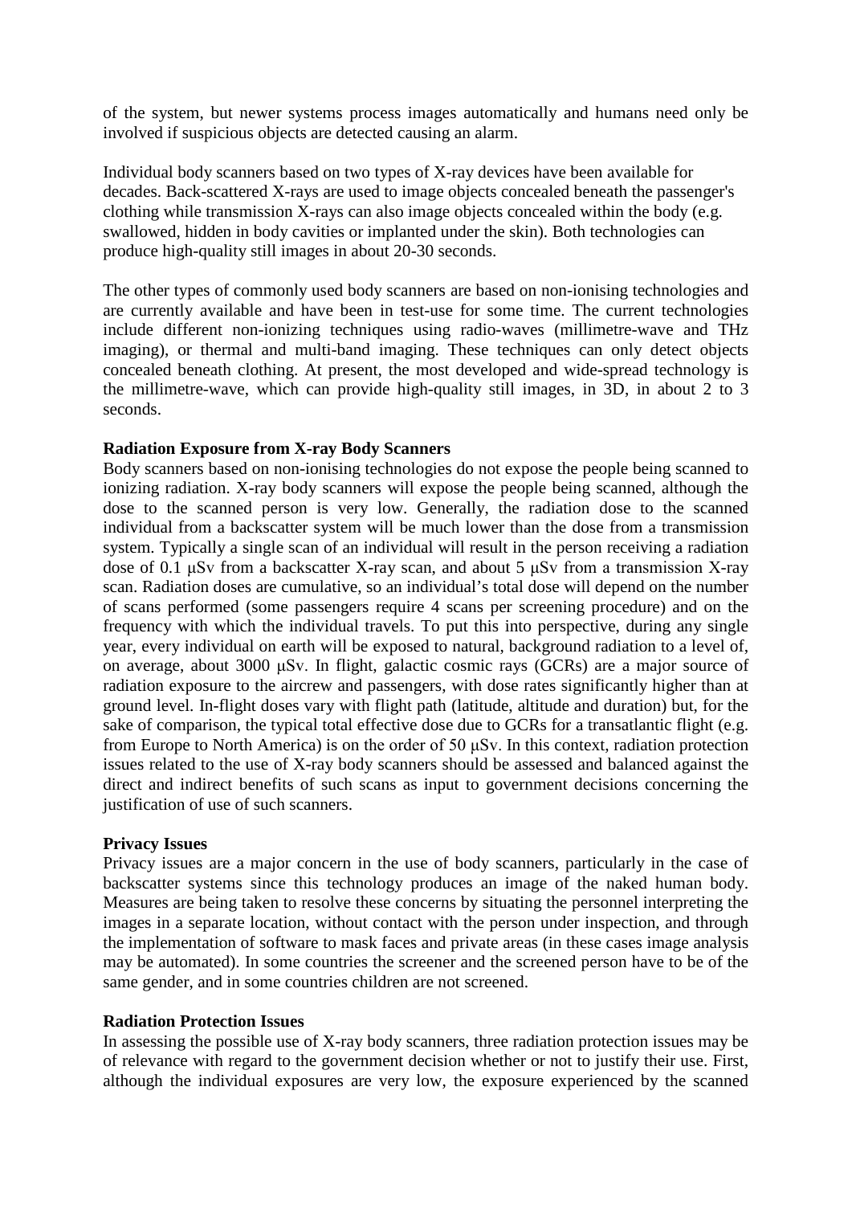of the system, but newer systems process images automatically and humans need only be involved if suspicious objects are detected causing an alarm.

Individual body scanners based on two types of X-ray devices have been available for decades. Back-scattered X-rays are used to image objects concealed beneath the passenger's clothing while transmission X-rays can also image objects concealed within the body (e.g. swallowed, hidden in body cavities or implanted under the skin). Both technologies can produce high-quality still images in about 20-30 seconds.

The other types of commonly used body scanners are based on non-ionising technologies and are currently available and have been in test-use for some time. The current technologies include different non-ionizing techniques using radio-waves (millimetre-wave and THz imaging), or thermal and multi-band imaging. These techniques can only detect objects concealed beneath clothing. At present, the most developed and wide-spread technology is the millimetre-wave, which can provide high-quality still images, in 3D, in about 2 to 3 seconds.

**Radiation Exposure from X-ray Body Scanners**

Body scanners based on non-ionising technologies do not expose the people being scanned to ionizing radiation. X-ray body scanners will expose the people being scanned, although the dose to the scanned person is very low. Generally, the radiation dose to the scanned individual from a backscatter system will be much lower than the dose from a transmission system. Typically a single scan of an individual will result in the person receiving a radiation dose of 0.1 μSv from a backscatter X-ray scan, and about 5 μSv from a transmission X-ray scan. Radiation doses are cumulative, so an individual's total dose will depend on the number of scans performed (some passengers require 4 scans per screening procedure) and on the frequency with which the individual travels. To put this into perspective, during any single year, every individual on earth will be exposed to natural, background radiation to a level of, on average, about 3000 μSv. In flight, galactic cosmic rays (GCRs) are a major source of radiation exposure to the aircrew and passengers, with dose rates significantly higher than at ground level. In-flight doses vary with flight path (latitude, altitude and duration) but, for the sake of comparison, the typical total effective dose due to GCRs for a transatlantic flight (e.g. from Europe to North America) is on the order of 50 μSv. In this context, radiation protection issues related to the use of X-ray body scanners should be assessed and balanced against the direct and indirect benefits of such scans as input to government decisions concerning the justification of use of such scanners.

**Privacy Issues**

Privacy issues are a major concern in the use of body scanners, particularly in the case of backscatter systems since this technology produces an image of the naked human body. Measures are being taken to resolve these concerns by situating the personnel interpreting the images in a separate location, without contact with the person under inspection, and through the implementation of software to mask faces and private areas (in these cases image analysis may be automated). In some countries the screener and the screened person have to be of the same gender, and in some countries children are not screened.

**Radiation Protection Issues**

In assessing the possible use of X-ray body scanners, three radiation protection issues may be of relevance with regard to the government decision whether or not to justify their use. First, although the individual exposures are very low, the exposure experienced by the scanned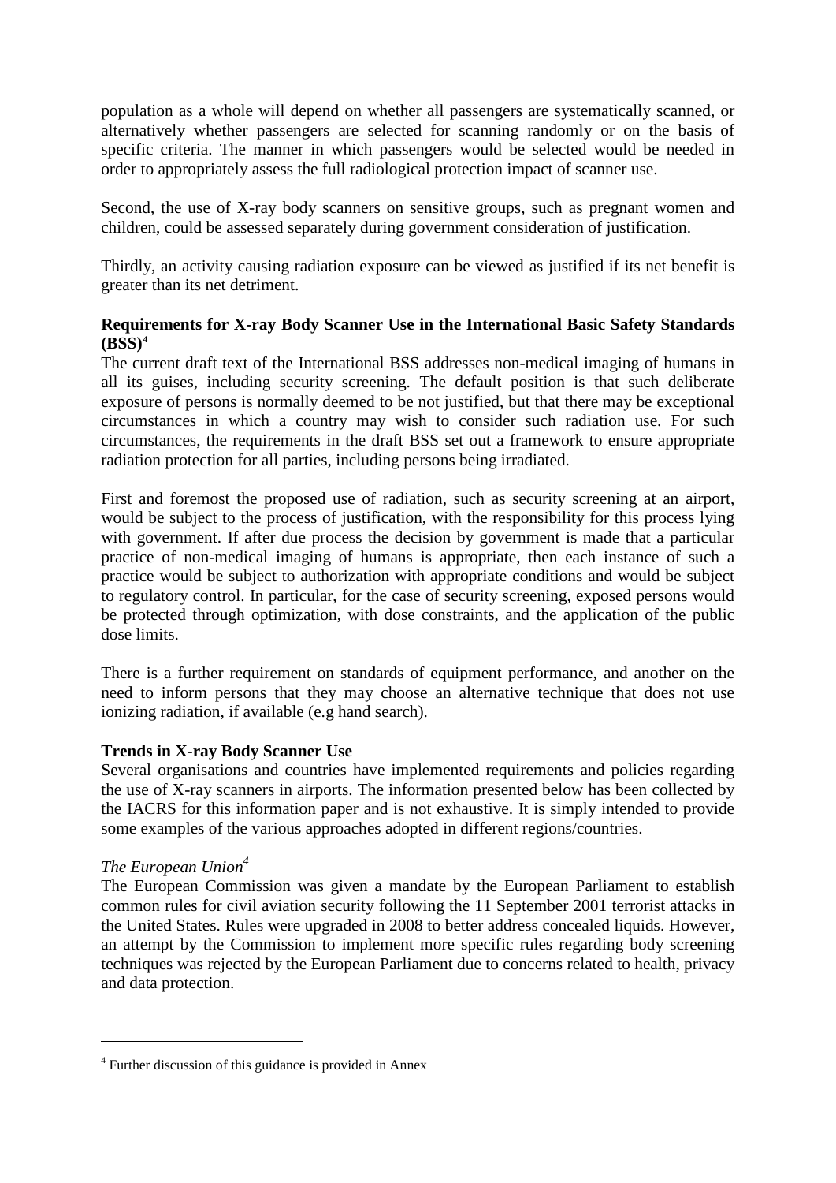population as a whole will depend on whether all passengers are systematically scanned, or alternatively whether passengers are selected for scanning randomly or on the basis of specific criteria. The manner in which passengers would be selected would be needed in order to appropriately assess the full radiological protection impact of scanner use.

Second, the use of X-ray body scanners on sensitive groups, such as pregnant women and children, could be assessed separately during government consideration of justification.

Thirdly, an activity causing radiation exposure can be viewed as justified if its net benefit is greater than its net detriment.

**Requirements for X-ray Body Scanner Use in the International Basic Safety Standards (BSS)[4]**

The current draft text of the International BSS addresses non-medical imaging of humans in all its guises, including security screening. The default position is that such deliberate exposure of persons is normally deemed to be not justified, but that there may be exceptional circumstances in which a country may wish to consider such radiation use. For such circumstances, the requirements in the draft BSS set out a framework to ensure appropriate radiation protection for all parties, including persons being irradiated.

First and foremost the proposed use of radiation, such as security screening at an airport, would be subject to the process of justification, with the responsibility for this process lying with government. If after due process the decision by government is made that a particular practice of non-medical imaging of humans is appropriate, then each instance of such a practice would be subject to authorization with appropriate conditions and would be subject to regulatory control. In particular, for the case of security screening, exposed persons would be protected through optimization, with dose constraints, and the application of the public dose limits.

There is a further requirement on standards of equipment performance, and another on the need to inform persons that they may choose an alternative technique that does not use ionizing radiation, if available (e.g hand search).

**Trends in X-ray Body Scanner Use**

Several organisations and countries have implemented requirements and policies regarding the use of X-ray scanners in airports. The information presented below has been collected by the IACRS for this information paper and is not exhaustive. It is simply intended to provide some examples of the various approaches adopted in different regions/countries.

*The European Union[4]*

The European Commission was given a mandate by the European Parliament to establish common rules for civil aviation security following the 11 September 2001 terrorist attacks in the United States. Rules were upgraded in 2008 to better address concealed liquids. However, an attempt by the Commission to implement more specific rules regarding body screening techniques was rejected by the European Parliament due to concerns related to health, privacy and data protection.

[4] Further discussion of this guidance is provided in Annex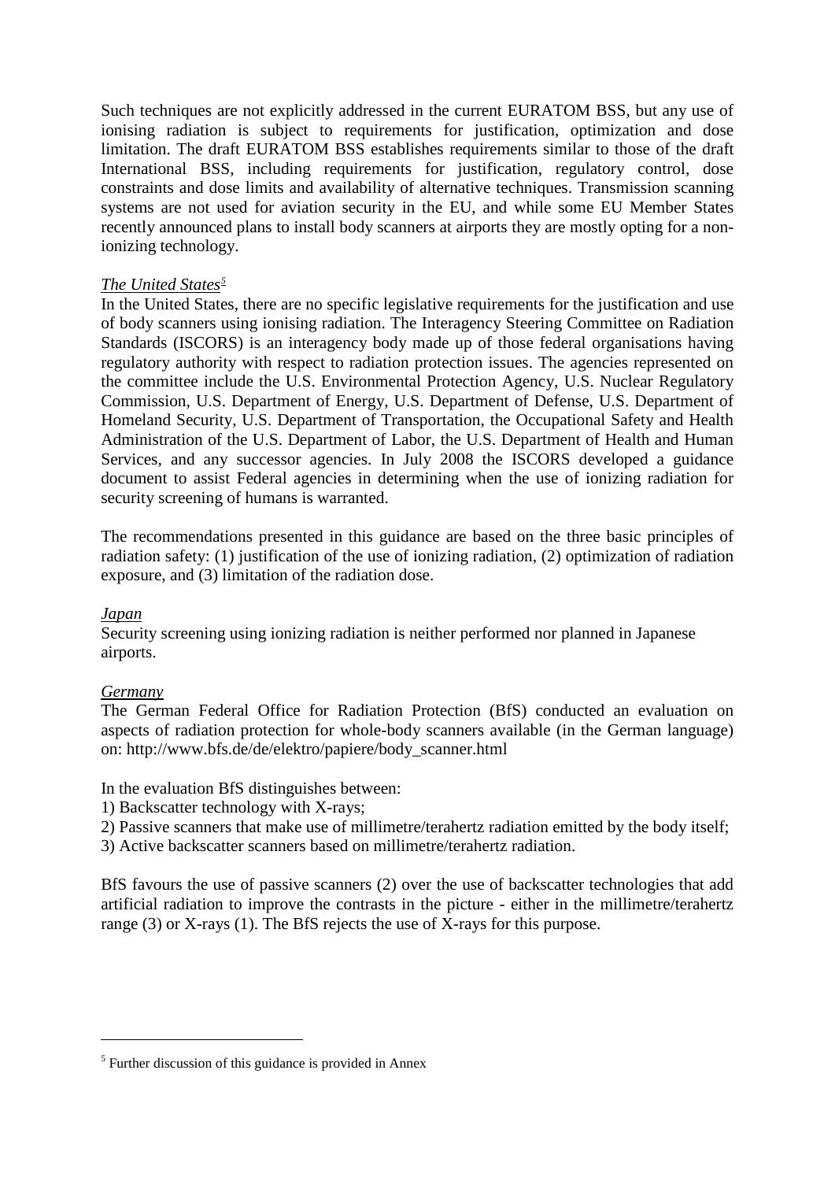Such techniques are not explicitly addressed in the current EURATOM BSS, but any use of ionising radiation is subject to requirements for justification, optimization and dose limitation. The draft EURATOM BSS establishes requirements similar to those of the draft International BSS, including requirements for justification, regulatory control, dose constraints and dose limits and availability of alternative techniques. Transmission scanning systems are not used for aviation security in the EU, and while some EU Member States recently announced plans to install body scanners at airports they are mostly opting for a non-ionizing technology.

*The United States*[5]

In the United States, there are no specific legislative requirements for the justification and use of body scanners using ionising radiation. The Interagency Steering Committee on Radiation Standards (ISCORS) is an interagency body made up of those federal organisations having regulatory authority with respect to radiation protection issues. The agencies represented on the committee include the U.S. Environmental Protection Agency, U.S. Nuclear Regulatory Commission, U.S. Department of Energy, U.S. Department of Defense, U.S. Department of Homeland Security, U.S. Department of Transportation, the Occupational Safety and Health Administration of the U.S. Department of Labor, the U.S. Department of Health and Human Services, and any successor agencies. In July 2008 the ISCORS developed a guidance document to assist Federal agencies in determining when the use of ionizing radiation for security screening of humans is warranted.

The recommendations presented in this guidance are based on the three basic principles of radiation safety: (1) justification of the use of ionizing radiation, (2) optimization of radiation exposure, and (3) limitation of the radiation dose.

*Japan*

Security screening using ionizing radiation is neither performed nor planned in Japanese airports.

*Germany*

The German Federal Office for Radiation Protection (BfS) conducted an evaluation on aspects of radiation protection for whole-body scanners available (in the German language) on: http://www.bfs.de/de/elektro/papiere/body_scanner.html

In the evaluation BfS distinguishes between:

1) Backscatter technology with X-rays;
2) Passive scanners that make use of millimetre/terahertz radiation emitted by the body itself;
3) Active backscatter scanners based on millimetre/terahertz radiation.

BfS favours the use of passive scanners (2) over the use of backscatter technologies that add artificial radiation to improve the contrasts in the picture - either in the millimetre/terahertz range (3) or X-rays (1). The BfS rejects the use of X-rays for this purpose.

[5] Further discussion of this guidance is provided in Annex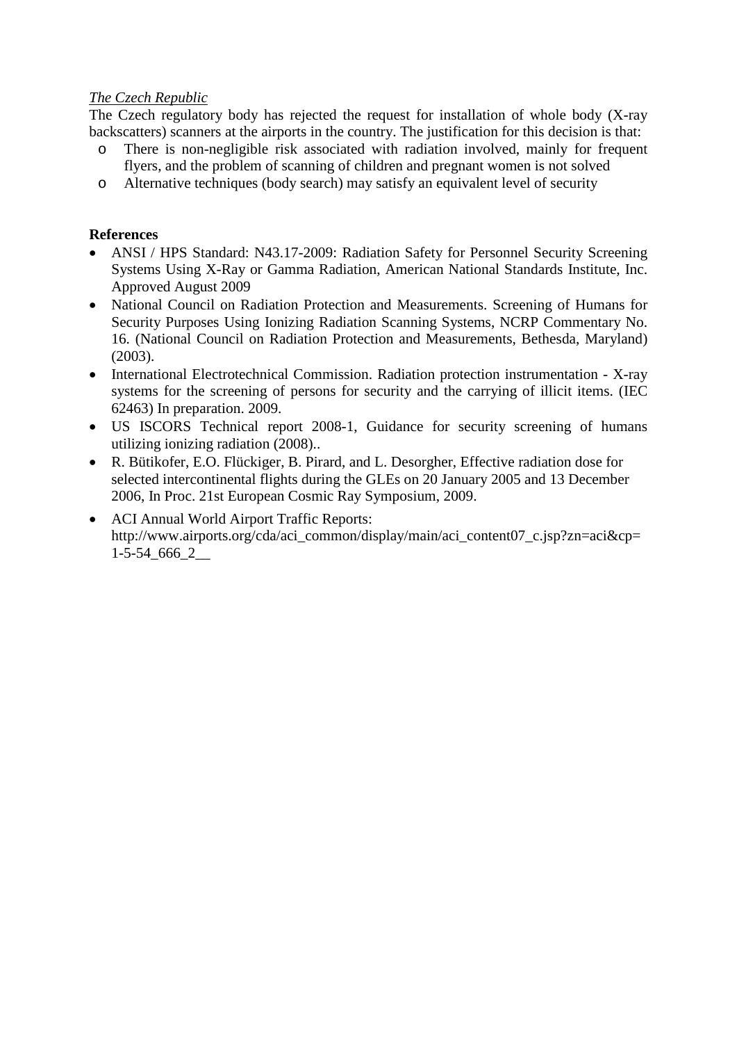*The Czech Republic*

The Czech regulatory body has rejected the request for installation of whole body (X-ray backscatters) scanners at the airports in the country. The justification for this decision is that:

- There is non-negligible risk associated with radiation involved, mainly for frequent flyers, and the problem of scanning of children and pregnant women is not solved
- Alternative techniques (body search) may satisfy an equivalent level of security

**References**

- ANSI / HPS Standard: N43.17-2009: Radiation Safety for Personnel Security Screening Systems Using X-Ray or Gamma Radiation, American National Standards Institute, Inc. Approved August 2009
- National Council on Radiation Protection and Measurements. Screening of Humans for Security Purposes Using Ionizing Radiation Scanning Systems, NCRP Commentary No. 16. (National Council on Radiation Protection and Measurements, Bethesda, Maryland) (2003).
- International Electrotechnical Commission. Radiation protection instrumentation - X-ray systems for the screening of persons for security and the carrying of illicit items. (IEC 62463) In preparation. 2009.
- US ISCORS Technical report 2008-1, Guidance for security screening of humans utilizing ionizing radiation (2008)..
- R. Bütikofer, E.O. Flückiger, B. Pirard, and L. Desorgher, Effective radiation dose for selected intercontinental flights during the GLEs on 20 January 2005 and 13 December 2006, In Proc. 21st European Cosmic Ray Symposium, 2009.
- ACI Annual World Airport Traffic Reports: http://www.airports.org/cda/aci_common/display/main/aci_content07_c.jsp?zn=aci&cp=1-5-54_666_2__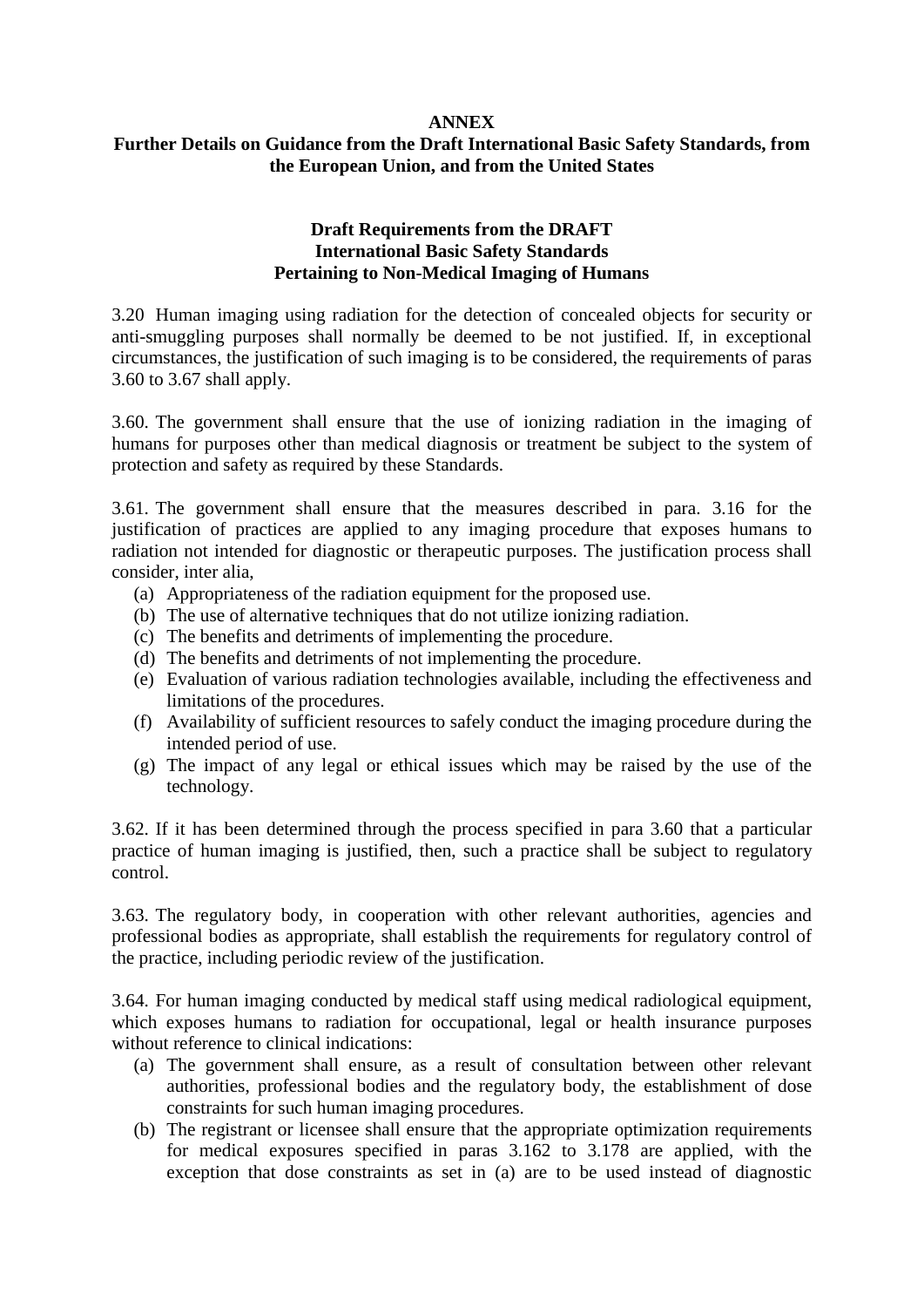# ANNEX

## Further Details on Guidance from the Draft International Basic Safety Standards, from the European Union, and from the United States

### Draft Requirements from the DRAFT International Basic Safety Standards Pertaining to Non-Medical Imaging of Humans

3.20 Human imaging using radiation for the detection of concealed objects for security or anti-smuggling purposes shall normally be deemed to be not justified. If, in exceptional circumstances, the justification of such imaging is to be considered, the requirements of paras 3.60 to 3.67 shall apply.

3.60. The government shall ensure that the use of ionizing radiation in the imaging of humans for purposes other than medical diagnosis or treatment be subject to the system of protection and safety as required by these Standards.

3.61. The government shall ensure that the measures described in para. 3.16 for the justification of practices are applied to any imaging procedure that exposes humans to radiation not intended for diagnostic or therapeutic purposes. The justification process shall consider, inter alia,

(a) Appropriateness of the radiation equipment for the proposed use.
(b) The use of alternative techniques that do not utilize ionizing radiation.
(c) The benefits and detriments of implementing the procedure.
(d) The benefits and detriments of not implementing the procedure.
(e) Evaluation of various radiation technologies available, including the effectiveness and limitations of the procedures.
(f) Availability of sufficient resources to safely conduct the imaging procedure during the intended period of use.
(g) The impact of any legal or ethical issues which may be raised by the use of the technology.

3.62. If it has been determined through the process specified in para 3.60 that a particular practice of human imaging is justified, then, such a practice shall be subject to regulatory control.

3.63. The regulatory body, in cooperation with other relevant authorities, agencies and professional bodies as appropriate, shall establish the requirements for regulatory control of the practice, including periodic review of the justification.

3.64. For human imaging conducted by medical staff using medical radiological equipment, which exposes humans to radiation for occupational, legal or health insurance purposes without reference to clinical indications:

(a) The government shall ensure, as a result of consultation between other relevant authorities, professional bodies and the regulatory body, the establishment of dose constraints for such human imaging procedures.
(b) The registrant or licensee shall ensure that the appropriate optimization requirements for medical exposures specified in paras 3.162 to 3.178 are applied, with the exception that dose constraints as set in (a) are to be used instead of diagnostic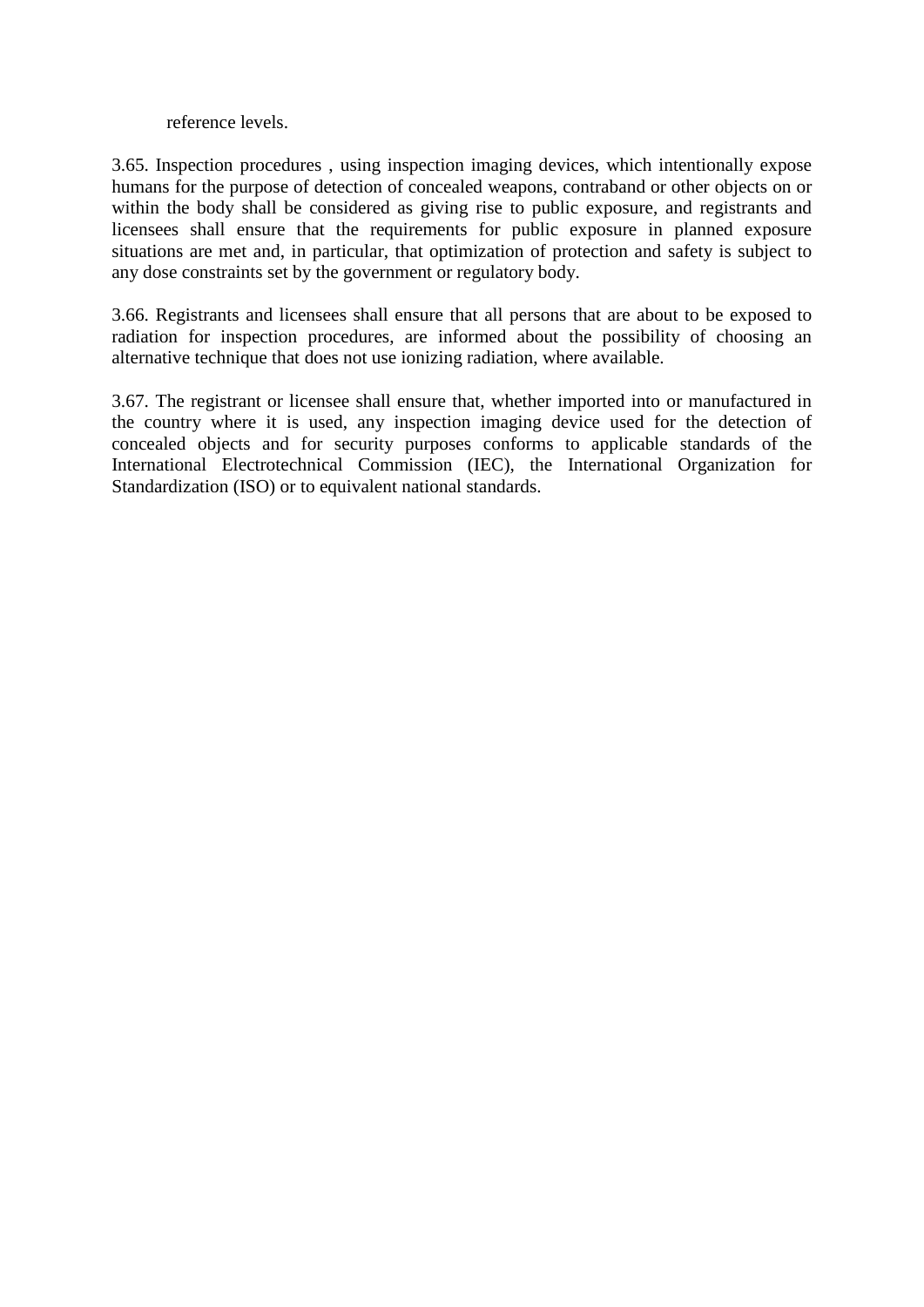reference levels.

3.65. Inspection procedures , using inspection imaging devices, which intentionally expose humans for the purpose of detection of concealed weapons, contraband or other objects on or within the body shall be considered as giving rise to public exposure, and registrants and licensees shall ensure that the requirements for public exposure in planned exposure situations are met and, in particular, that optimization of protection and safety is subject to any dose constraints set by the government or regulatory body.

3.66. Registrants and licensees shall ensure that all persons that are about to be exposed to radiation for inspection procedures, are informed about the possibility of choosing an alternative technique that does not use ionizing radiation, where available.

3.67. The registrant or licensee shall ensure that, whether imported into or manufactured in the country where it is used, any inspection imaging device used for the detection of concealed objects and for security purposes conforms to applicable standards of the International Electrotechnical Commission (IEC), the International Organization for Standardization (ISO) or to equivalent national standards.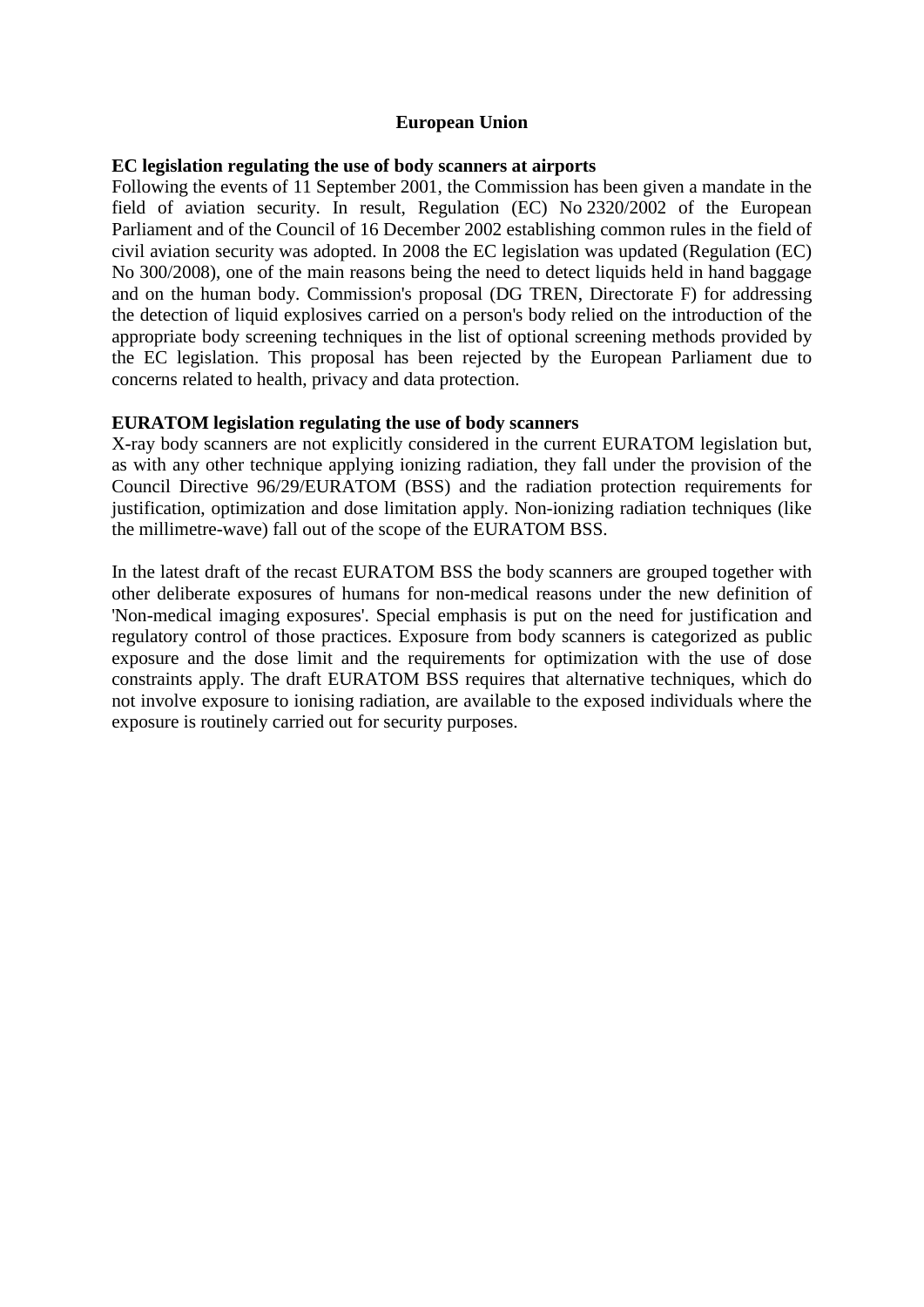# European Union

**EC legislation regulating the use of body scanners at airports**

Following the events of 11 September 2001, the Commission has been given a mandate in the field of aviation security. In result, Regulation (EC) No 2320/2002 of the European Parliament and of the Council of 16 December 2002 establishing common rules in the field of civil aviation security was adopted. In 2008 the EC legislation was updated (Regulation (EC) No 300/2008), one of the main reasons being the need to detect liquids held in hand baggage and on the human body. Commission's proposal (DG TREN, Directorate F) for addressing the detection of liquid explosives carried on a person's body relied on the introduction of the appropriate body screening techniques in the list of optional screening methods provided by the EC legislation. This proposal has been rejected by the European Parliament due to concerns related to health, privacy and data protection.

**EURATOM legislation regulating the use of body scanners**

X-ray body scanners are not explicitly considered in the current EURATOM legislation but, as with any other technique applying ionizing radiation, they fall under the provision of the Council Directive 96/29/EURATOM (BSS) and the radiation protection requirements for justification, optimization and dose limitation apply. Non-ionizing radiation techniques (like the millimetre-wave) fall out of the scope of the EURATOM BSS.

In the latest draft of the recast EURATOM BSS the body scanners are grouped together with other deliberate exposures of humans for non-medical reasons under the new definition of 'Non-medical imaging exposures'. Special emphasis is put on the need for justification and regulatory control of those practices. Exposure from body scanners is categorized as public exposure and the dose limit and the requirements for optimization with the use of dose constraints apply. The draft EURATOM BSS requires that alternative techniques, which do not involve exposure to ionising radiation, are available to the exposed individuals where the exposure is routinely carried out for security purposes.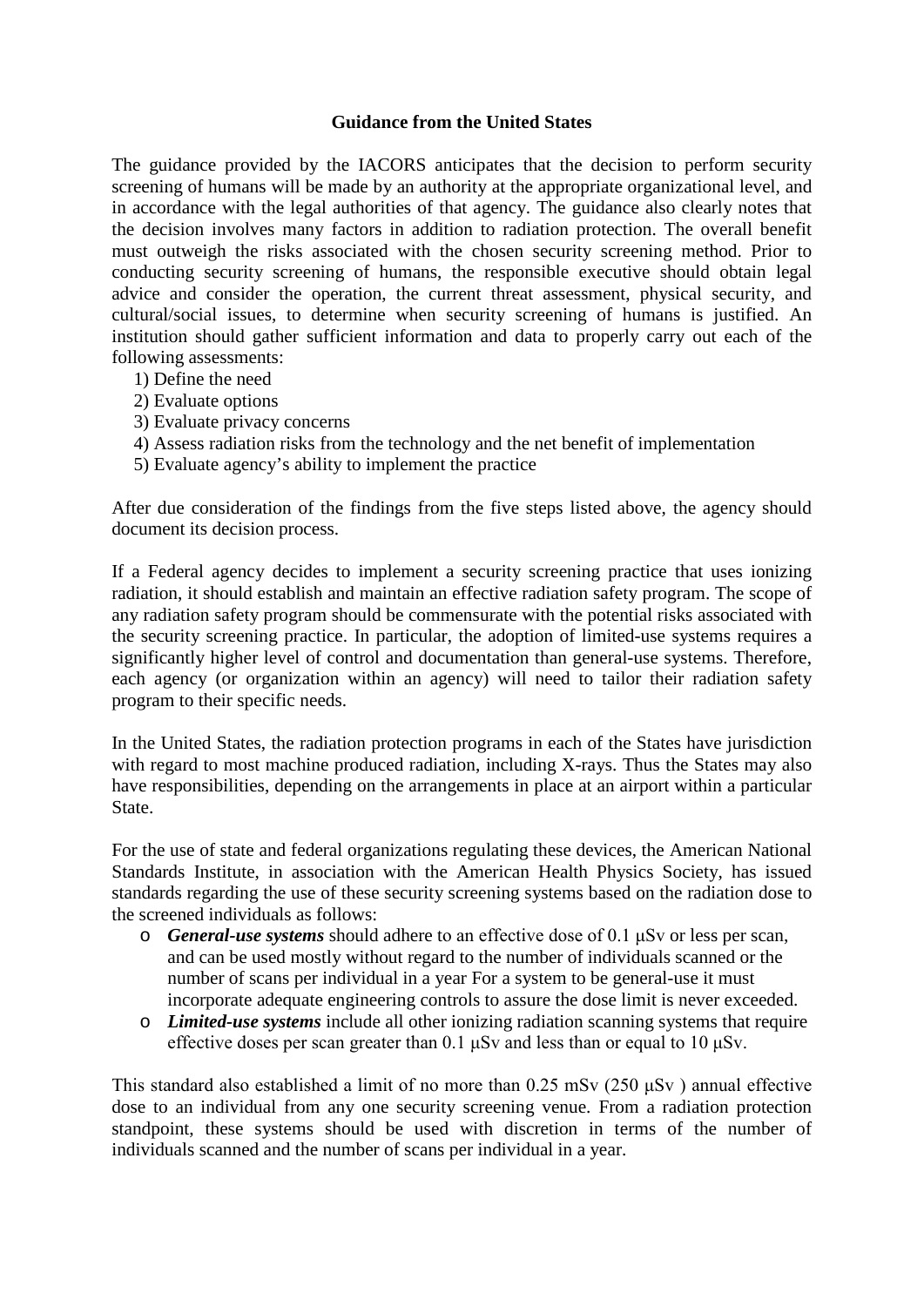## Guidance from the United States

The guidance provided by the IACORS anticipates that the decision to perform security screening of humans will be made by an authority at the appropriate organizational level, and in accordance with the legal authorities of that agency. The guidance also clearly notes that the decision involves many factors in addition to radiation protection. The overall benefit must outweigh the risks associated with the chosen security screening method. Prior to conducting security screening of humans, the responsible executive should obtain legal advice and consider the operation, the current threat assessment, physical security, and cultural/social issues, to determine when security screening of humans is justified. An institution should gather sufficient information and data to properly carry out each of the following assessments:

1) Define the need
2) Evaluate options
3) Evaluate privacy concerns
4) Assess radiation risks from the technology and the net benefit of implementation
5) Evaluate agency's ability to implement the practice

After due consideration of the findings from the five steps listed above, the agency should document its decision process.

If a Federal agency decides to implement a security screening practice that uses ionizing radiation, it should establish and maintain an effective radiation safety program. The scope of any radiation safety program should be commensurate with the potential risks associated with the security screening practice. In particular, the adoption of limited-use systems requires a significantly higher level of control and documentation than general-use systems. Therefore, each agency (or organization within an agency) will need to tailor their radiation safety program to their specific needs.

In the United States, the radiation protection programs in each of the States have jurisdiction with regard to most machine produced radiation, including X-rays. Thus the States may also have responsibilities, depending on the arrangements in place at an airport within a particular State.

For the use of state and federal organizations regulating these devices, the American National Standards Institute, in association with the American Health Physics Society, has issued standards regarding the use of these security screening systems based on the radiation dose to the screened individuals as follows:

- ***General-use systems*** should adhere to an effective dose of 0.1 μSv or less per scan, and can be used mostly without regard to the number of individuals scanned or the number of scans per individual in a year For a system to be general-use it must incorporate adequate engineering controls to assure the dose limit is never exceeded.
- ***Limited-use systems*** include all other ionizing radiation scanning systems that require effective doses per scan greater than 0.1 μSv and less than or equal to 10 μSv.

This standard also established a limit of no more than 0.25 mSv (250 μSv ) annual effective dose to an individual from any one security screening venue. From a radiation protection standpoint, these systems should be used with discretion in terms of the number of individuals scanned and the number of scans per individual in a year.